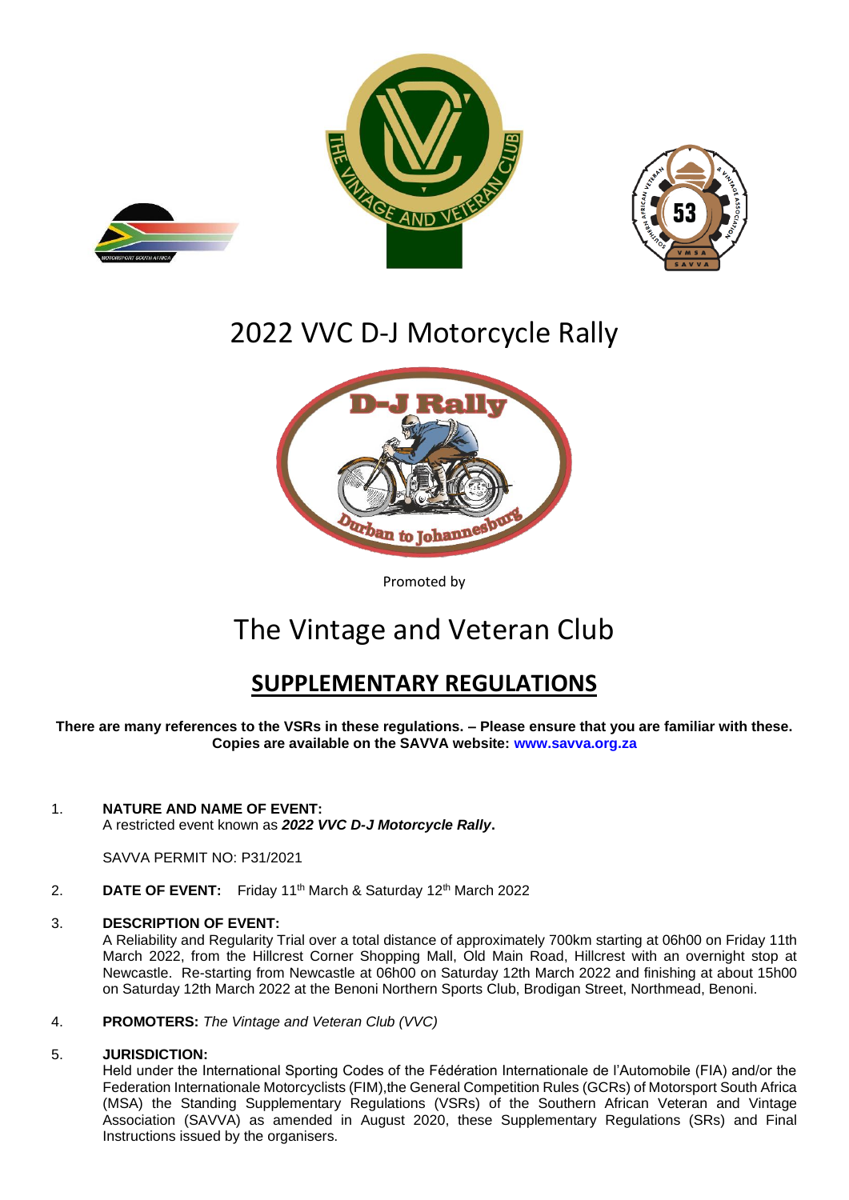# 2022 VVC D-J Motorcycle Rally

Promoted by

# The Vintage and Veteran Club

## SUPPLEMENTARY REGULATIONS

**There are many references to the VSRs in these regulations. – Please ensure that you are familiar with these. Copies are available on the SAVVA website: www.savva.org.za**

1. **NATURE AND NAME OF EVENT:**
   A restricted event known as ***2022 VVC D-J Motorcycle Rally*.**

   SAVVA PERMIT NO: P31/2021

2. **DATE OF EVENT:** Friday 11th March & Saturday 12th March 2022

3. **DESCRIPTION OF EVENT:**
   A Reliability and Regularity Trial over a total distance of approximately 700km starting at 06h00 on Friday 11th March 2022, from the Hillcrest Corner Shopping Mall, Old Main Road, Hillcrest with an overnight stop at Newcastle. Re-starting from Newcastle at 06h00 on Saturday 12th March 2022 and finishing at about 15h00 on Saturday 12th March 2022 at the Benoni Northern Sports Club, Brodigan Street, Northmead, Benoni.

4. **PROMOTERS:** *The Vintage and Veteran Club (VVC)*

5. **JURISDICTION:**
   Held under the International Sporting Codes of the Fédération Internationale de l'Automobile (FIA) and/or the Federation Internationale Motorcyclists (FIM),the General Competition Rules (GCRs) of Motorsport South Africa (MSA) the Standing Supplementary Regulations (VSRs) of the Southern African Veteran and Vintage Association (SAVVA) as amended in August 2020, these Supplementary Regulations (SRs) and Final Instructions issued by the organisers.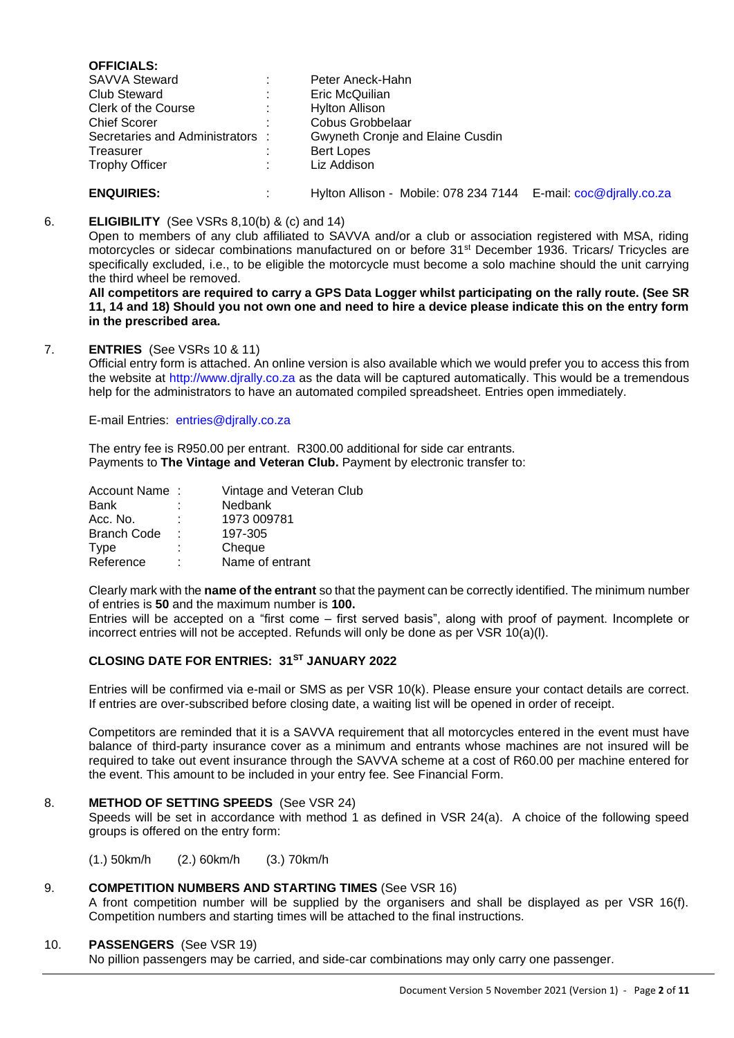**OFFICIALS:**

| | | |
|---|---|---|
| SAVVA Steward | : | Peter Aneck-Hahn |
| Club Steward | : | Eric McQuilian |
| Clerk of the Course | : | Hylton Allison |
| Chief Scorer | : | Cobus Grobbelaar |
| Secretaries and Administrators | : | Gwyneth Cronje and Elaine Cusdin |
| Treasurer | : | Bert Lopes |
| Trophy Officer | : | Liz Addison |

**ENQUIRIES:** : Hylton Allison - Mobile: 078 234 7144 E-mail: coc@djrally.co.za

6. **ELIGIBILITY** (See VSRs 8,10(b) & (c) and 14)

Open to members of any club affiliated to SAVVA and/or a club or association registered with MSA, riding motorcycles or sidecar combinations manufactured on or before 31st December 1936. Tricars/ Tricycles are specifically excluded, i.e., to be eligible the motorcycle must become a solo machine should the unit carrying the third wheel be removed.

**All competitors are required to carry a GPS Data Logger whilst participating on the rally route. (See SR 11, 14 and 18) Should you not own one and need to hire a device please indicate this on the entry form in the prescribed area.**

7. **ENTRIES** (See VSRs 10 & 11)

Official entry form is attached. An online version is also available which we would prefer you to access this from the website at http://www.djrally.co.za as the data will be captured automatically. This would be a tremendous help for the administrators to have an automated compiled spreadsheet. Entries open immediately.

E-mail Entries: entries@djrally.co.za

The entry fee is R950.00 per entrant. R300.00 additional for side car entrants.
Payments to **The Vintage and Veteran Club.** Payment by electronic transfer to:

| | | |
|---|---|---|
| Account Name | : | Vintage and Veteran Club |
| Bank | : | Nedbank |
| Acc. No. | : | 1973 009781 |
| Branch Code | : | 197-305 |
| Type | : | Cheque |
| Reference | : | Name of entrant |

Clearly mark with the **name of the entrant** so that the payment can be correctly identified. The minimum number of entries is **50** and the maximum number is **100.**

Entries will be accepted on a "first come – first served basis", along with proof of payment. Incomplete or incorrect entries will not be accepted. Refunds will only be done as per VSR 10(a)(l).

**CLOSING DATE FOR ENTRIES: 31ST JANUARY 2022**

Entries will be confirmed via e-mail or SMS as per VSR 10(k). Please ensure your contact details are correct. If entries are over-subscribed before closing date, a waiting list will be opened in order of receipt.

Competitors are reminded that it is a SAVVA requirement that all motorcycles entered in the event must have balance of third-party insurance cover as a minimum and entrants whose machines are not insured will be required to take out event insurance through the SAVVA scheme at a cost of R60.00 per machine entered for the event. This amount to be included in your entry fee. See Financial Form.

8. **METHOD OF SETTING SPEEDS** (See VSR 24)

Speeds will be set in accordance with method 1 as defined in VSR 24(a). A choice of the following speed groups is offered on the entry form:

(1.) 50km/h (2.) 60km/h (3.) 70km/h

9. **COMPETITION NUMBERS AND STARTING TIMES** (See VSR 16)

A front competition number will be supplied by the organisers and shall be displayed as per VSR 16(f). Competition numbers and starting times will be attached to the final instructions.

10. **PASSENGERS** (See VSR 19)

No pillion passengers may be carried, and side-car combinations may only carry one passenger.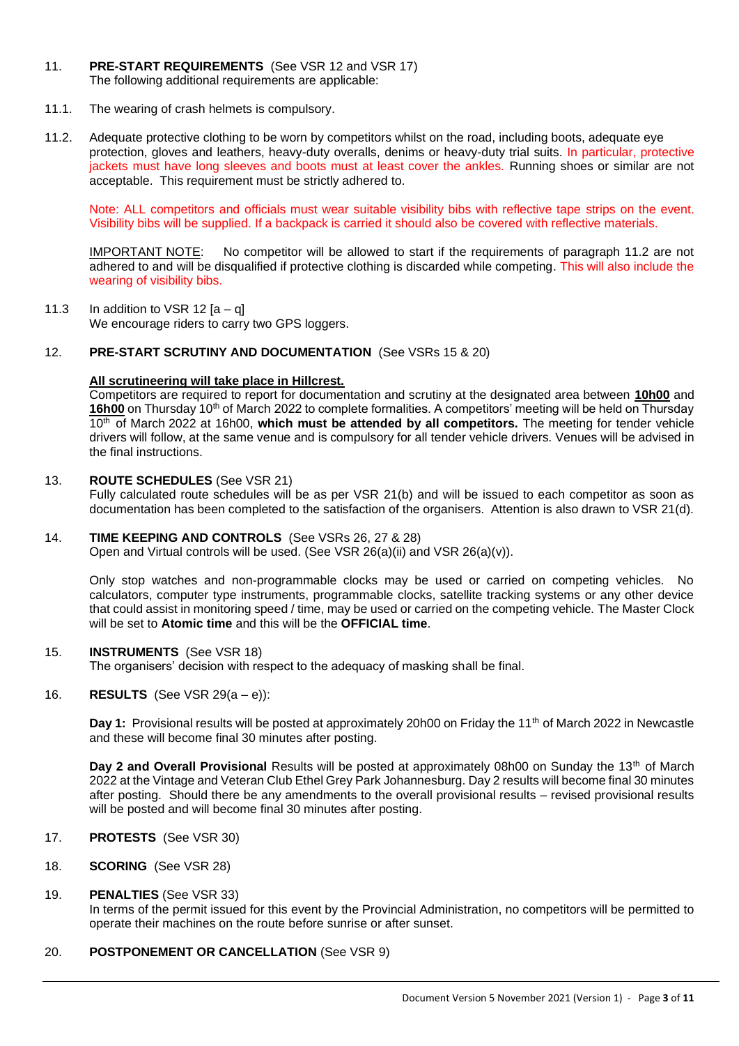11. **PRE-START REQUIREMENTS** (See VSR 12 and VSR 17)
The following additional requirements are applicable:

11.1. The wearing of crash helmets is compulsory.

11.2. Adequate protective clothing to be worn by competitors whilst on the road, including boots, adequate eye protection, gloves and leathers, heavy-duty overalls, denims or heavy-duty trial suits. In particular, protective jackets must have long sleeves and boots must at least cover the ankles. Running shoes or similar are not acceptable. This requirement must be strictly adhered to.

Note: ALL competitors and officials must wear suitable visibility bibs with reflective tape strips on the event. Visibility bibs will be supplied. If a backpack is carried it should also be covered with reflective materials.

IMPORTANT NOTE: No competitor will be allowed to start if the requirements of paragraph 11.2 are not adhered to and will be disqualified if protective clothing is discarded while competing. This will also include the wearing of visibility bibs.

11.3 In addition to VSR 12 [a – q]
We encourage riders to carry two GPS loggers.

12. **PRE-START SCRUTINY AND DOCUMENTATION** (See VSRs 15 & 20)

**All scrutineering will take place in Hillcrest.**
Competitors are required to report for documentation and scrutiny at the designated area between **10h00** and **16h00** on Thursday 10th of March 2022 to complete formalities. A competitors' meeting will be held on Thursday 10th of March 2022 at 16h00, **which must be attended by all competitors.** The meeting for tender vehicle drivers will follow, at the same venue and is compulsory for all tender vehicle drivers. Venues will be advised in the final instructions.

13. **ROUTE SCHEDULES** (See VSR 21)
Fully calculated route schedules will be as per VSR 21(b) and will be issued to each competitor as soon as documentation has been completed to the satisfaction of the organisers. Attention is also drawn to VSR 21(d).

14. **TIME KEEPING AND CONTROLS** (See VSRs 26, 27 & 28)
Open and Virtual controls will be used. (See VSR 26(a)(ii) and VSR 26(a)(v)).

Only stop watches and non-programmable clocks may be used or carried on competing vehicles. No calculators, computer type instruments, programmable clocks, satellite tracking systems or any other device that could assist in monitoring speed / time, may be used or carried on the competing vehicle. The Master Clock will be set to **Atomic time** and this will be the **OFFICIAL time**.

15. **INSTRUMENTS** (See VSR 18)
The organisers' decision with respect to the adequacy of masking shall be final.

16. **RESULTS** (See VSR 29(a – e)):

**Day 1:** Provisional results will be posted at approximately 20h00 on Friday the 11th of March 2022 in Newcastle and these will become final 30 minutes after posting.

**Day 2 and Overall Provisional** Results will be posted at approximately 08h00 on Sunday the 13th of March 2022 at the Vintage and Veteran Club Ethel Grey Park Johannesburg. Day 2 results will become final 30 minutes after posting. Should there be any amendments to the overall provisional results – revised provisional results will be posted and will become final 30 minutes after posting.

17. **PROTESTS** (See VSR 30)

18. **SCORING** (See VSR 28)

19. **PENALTIES** (See VSR 33)
In terms of the permit issued for this event by the Provincial Administration, no competitors will be permitted to operate their machines on the route before sunrise or after sunset.

20. **POSTPONEMENT OR CANCELLATION** (See VSR 9)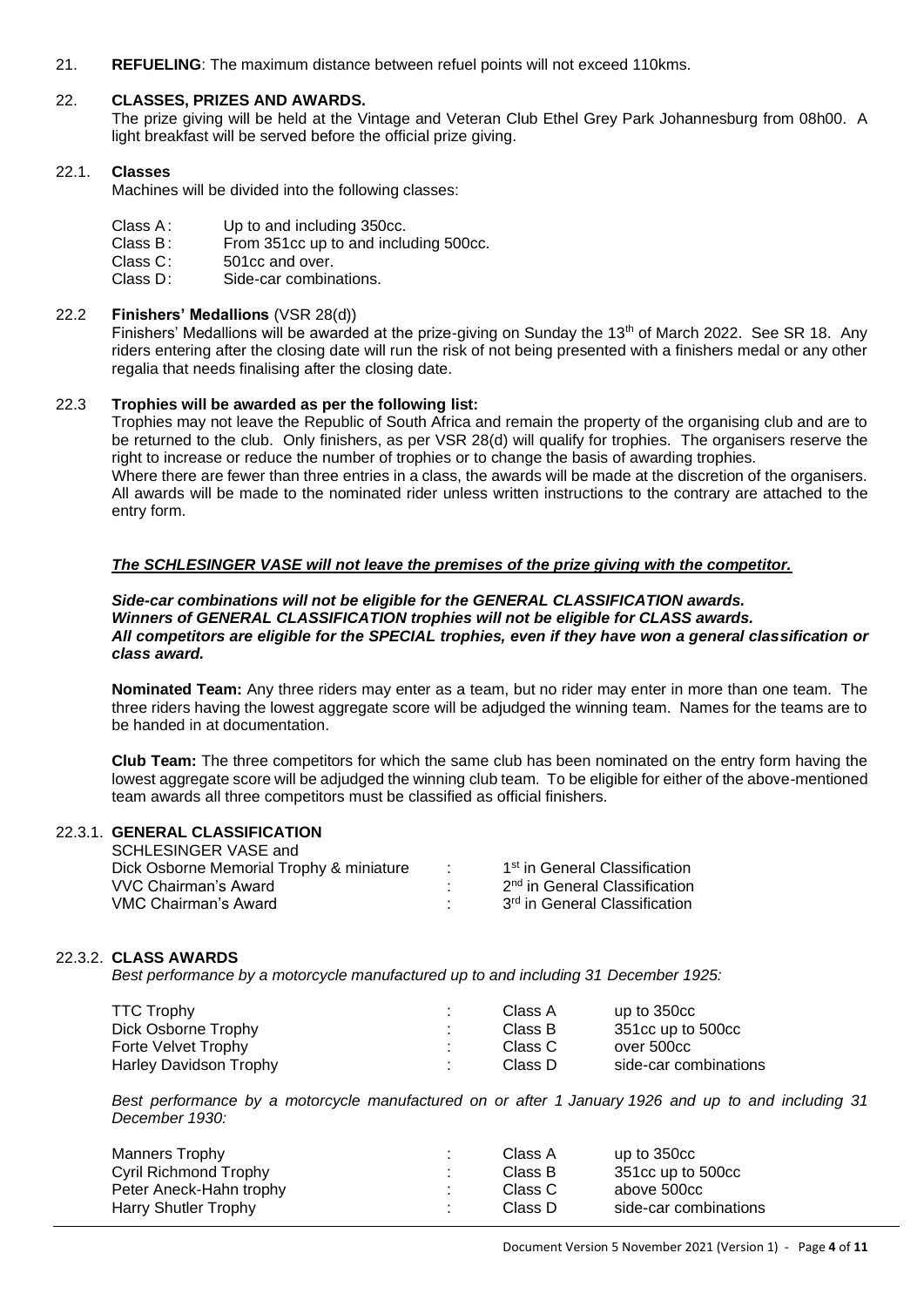21. **REFUELING**: The maximum distance between refuel points will not exceed 110kms.

## 22. CLASSES, PRIZES AND AWARDS.

The prize giving will be held at the Vintage and Veteran Club Ethel Grey Park Johannesburg from 08h00. A light breakfast will be served before the official prize giving.

### 22.1. Classes

Machines will be divided into the following classes:

| | |
|---|---|
| Class A: | Up to and including 350cc. |
| Class B: | From 351cc up to and including 500cc. |
| Class C: | 501cc and over. |
| Class D: | Side-car combinations. |

### 22.2 Finishers' Medallions (VSR 28(d))

Finishers' Medallions will be awarded at the prize-giving on Sunday the 13th of March 2022. See SR 18. Any riders entering after the closing date will run the risk of not being presented with a finishers medal or any other regalia that needs finalising after the closing date.

### 22.3 Trophies will be awarded as per the following list:

Trophies may not leave the Republic of South Africa and remain the property of the organising club and are to be returned to the club. Only finishers, as per VSR 28(d) will qualify for trophies. The organisers reserve the right to increase or reduce the number of trophies or to change the basis of awarding trophies.
Where there are fewer than three entries in a class, the awards will be made at the discretion of the organisers. All awards will be made to the nominated rider unless written instructions to the contrary are attached to the entry form.

***The SCHLESINGER VASE will not leave the premises of the prize giving with the competitor.***

***Side-car combinations will not be eligible for the GENERAL CLASSIFICATION awards.***
***Winners of GENERAL CLASSIFICATION trophies will not be eligible for CLASS awards.***
***All competitors are eligible for the SPECIAL trophies, even if they have won a general classification or class award.***

**Nominated Team:** Any three riders may enter as a team, but no rider may enter in more than one team. The three riders having the lowest aggregate score will be adjudged the winning team. Names for the teams are to be handed in at documentation.

**Club Team:** The three competitors for which the same club has been nominated on the entry form having the lowest aggregate score will be adjudged the winning club team. To be eligible for either of the above-mentioned team awards all three competitors must be classified as official finishers.

#### 22.3.1. GENERAL CLASSIFICATION

| | | |
|---|---|---|
| SCHLESINGER VASE and Dick Osborne Memorial Trophy & miniature | : | 1st in General Classification |
| VVC Chairman's Award | : | 2nd in General Classification |
| VMC Chairman's Award | : | 3rd in General Classification |

#### 22.3.2. CLASS AWARDS

*Best performance by a motorcycle manufactured up to and including 31 December 1925:*

| | | | |
|---|---|---|---|
| TTC Trophy | : | Class A | up to 350cc |
| Dick Osborne Trophy | : | Class B | 351cc up to 500cc |
| Forte Velvet Trophy | : | Class C | over 500cc |
| Harley Davidson Trophy | : | Class D | side-car combinations |

*Best performance by a motorcycle manufactured on or after 1 January 1926 and up to and including 31 December 1930:*

| | | | |
|---|---|---|---|
| Manners Trophy | : | Class A | up to 350cc |
| Cyril Richmond Trophy | : | Class B | 351cc up to 500cc |
| Peter Aneck-Hahn trophy | : | Class C | above 500cc |
| Harry Shutler Trophy | : | Class D | side-car combinations |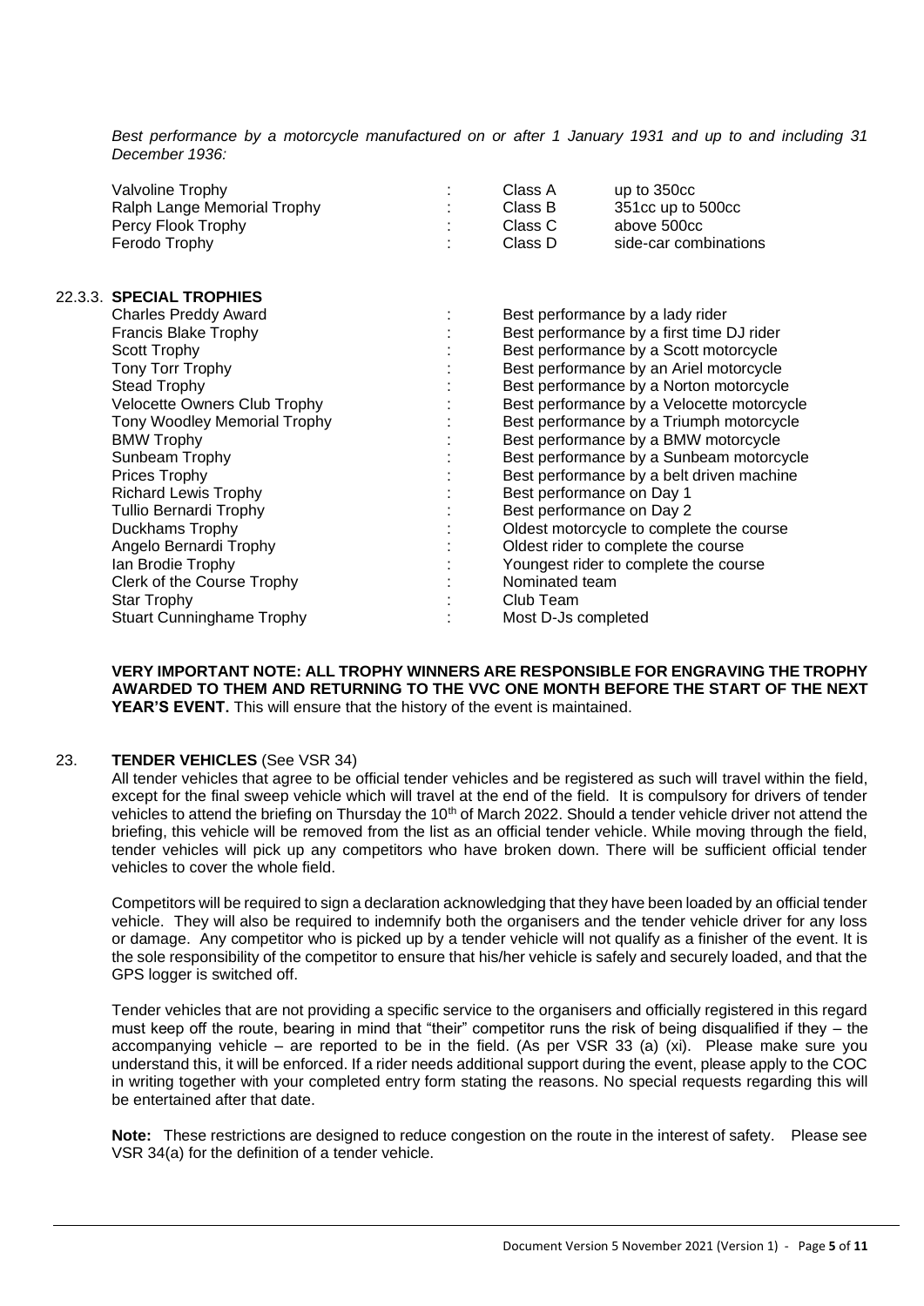*Best performance by a motorcycle manufactured on or after 1 January 1931 and up to and including 31 December 1936:*

| | | | |
|---|---|---|---|
| Valvoline Trophy | : | Class A | up to 350cc |
| Ralph Lange Memorial Trophy | : | Class B | 351cc up to 500cc |
| Percy Flook Trophy | : | Class C | above 500cc |
| Ferodo Trophy | : | Class D | side-car combinations |

### 22.3.3. SPECIAL TROPHIES

| | | |
|---|---|---|
| Charles Preddy Award | : | Best performance by a lady rider |
| Francis Blake Trophy | : | Best performance by a first time DJ rider |
| Scott Trophy | : | Best performance by a Scott motorcycle |
| Tony Torr Trophy | : | Best performance by an Ariel motorcycle |
| Stead Trophy | : | Best performance by a Norton motorcycle |
| Velocette Owners Club Trophy | : | Best performance by a Velocette motorcycle |
| Tony Woodley Memorial Trophy | : | Best performance by a Triumph motorcycle |
| BMW Trophy | : | Best performance by a BMW motorcycle |
| Sunbeam Trophy | : | Best performance by a Sunbeam motorcycle |
| Prices Trophy | : | Best performance by a belt driven machine |
| Richard Lewis Trophy | : | Best performance on Day 1 |
| Tullio Bernardi Trophy | : | Best performance on Day 2 |
| Duckhams Trophy | : | Oldest motorcycle to complete the course |
| Angelo Bernardi Trophy | : | Oldest rider to complete the course |
| Ian Brodie Trophy | : | Youngest rider to complete the course |
| Clerk of the Course Trophy | : | Nominated team |
| Star Trophy | : | Club Team |
| Stuart Cunninghame Trophy | : | Most D-Js completed |

**VERY IMPORTANT NOTE: ALL TROPHY WINNERS ARE RESPONSIBLE FOR ENGRAVING THE TROPHY AWARDED TO THEM AND RETURNING TO THE VVC ONE MONTH BEFORE THE START OF THE NEXT YEAR'S EVENT.** This will ensure that the history of the event is maintained.

## 23. TENDER VEHICLES (See VSR 34)

All tender vehicles that agree to be official tender vehicles and be registered as such will travel within the field, except for the final sweep vehicle which will travel at the end of the field. It is compulsory for drivers of tender vehicles to attend the briefing on Thursday the 10th of March 2022. Should a tender vehicle driver not attend the briefing, this vehicle will be removed from the list as an official tender vehicle. While moving through the field, tender vehicles will pick up any competitors who have broken down. There will be sufficient official tender vehicles to cover the whole field.

Competitors will be required to sign a declaration acknowledging that they have been loaded by an official tender vehicle. They will also be required to indemnify both the organisers and the tender vehicle driver for any loss or damage. Any competitor who is picked up by a tender vehicle will not qualify as a finisher of the event. It is the sole responsibility of the competitor to ensure that his/her vehicle is safely and securely loaded, and that the GPS logger is switched off.

Tender vehicles that are not providing a specific service to the organisers and officially registered in this regard must keep off the route, bearing in mind that "their" competitor runs the risk of being disqualified if they – the accompanying vehicle – are reported to be in the field. (As per VSR 33 (a) (xi). Please make sure you understand this, it will be enforced. If a rider needs additional support during the event, please apply to the COC in writing together with your completed entry form stating the reasons. No special requests regarding this will be entertained after that date.

**Note:** These restrictions are designed to reduce congestion on the route in the interest of safety. Please see VSR 34(a) for the definition of a tender vehicle.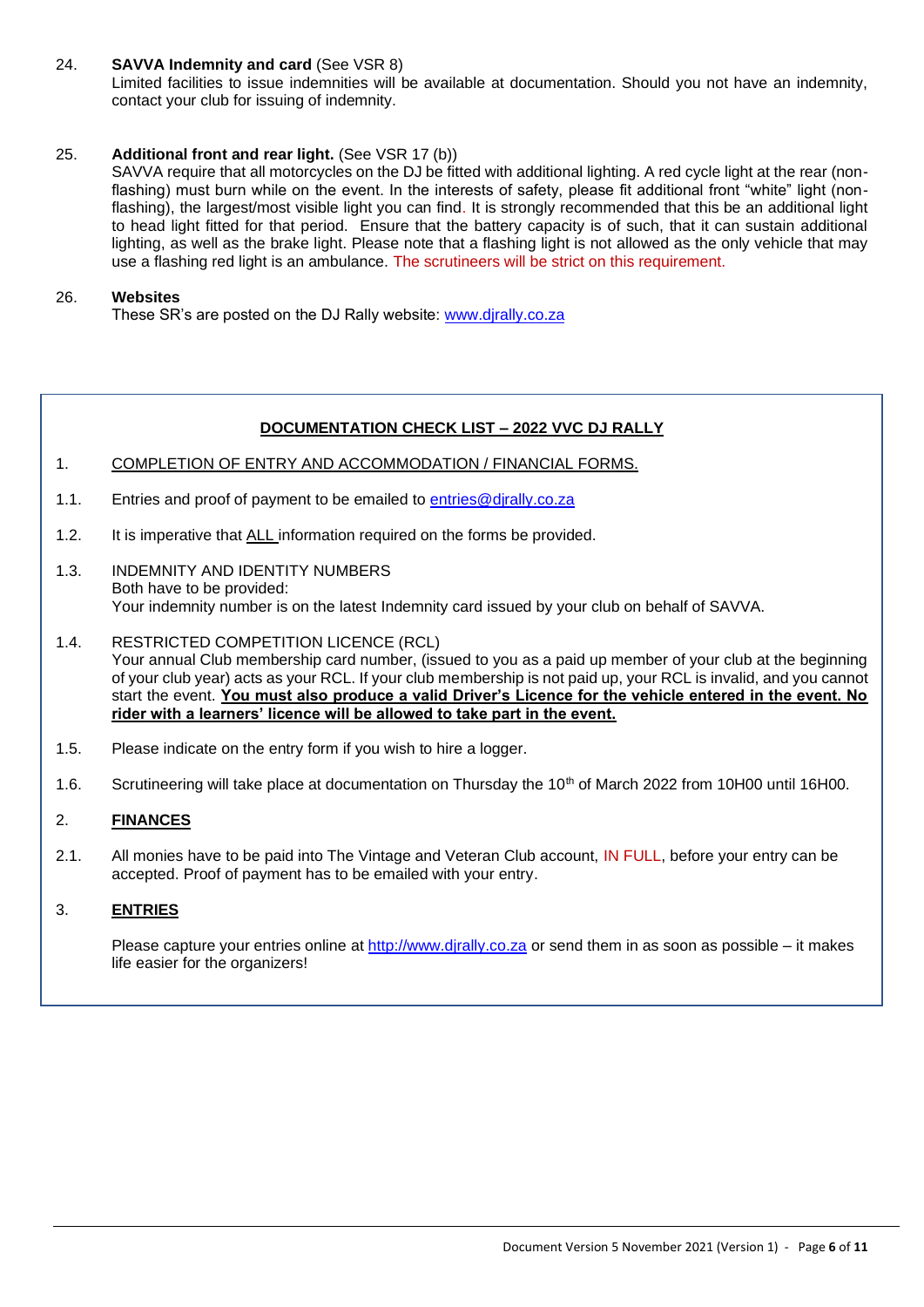24. **SAVVA Indemnity and card** (See VSR 8)
Limited facilities to issue indemnities will be available at documentation. Should you not have an indemnity, contact your club for issuing of indemnity.

25. **Additional front and rear light.** (See VSR 17 (b))
SAVVA require that all motorcycles on the DJ be fitted with additional lighting. A red cycle light at the rear (non-flashing) must burn while on the event. In the interests of safety, please fit additional front "white" light (non-flashing), the largest/most visible light you can find. It is strongly recommended that this be an additional light to head light fitted for that period. Ensure that the battery capacity is of such, that it can sustain additional lighting, as well as the brake light. Please note that a flashing light is not allowed as the only vehicle that may use a flashing red light is an ambulance. The scrutineers will be strict on this requirement.

26. **Websites**
These SR's are posted on the DJ Rally website: www.djrally.co.za

## DOCUMENTATION CHECK LIST – 2022 VVC DJ RALLY

1. COMPLETION OF ENTRY AND ACCOMMODATION / FINANCIAL FORMS.

1.1. Entries and proof of payment to be emailed to entries@djrally.co.za

1.2. It is imperative that ALL information required on the forms be provided.

1.3. INDEMNITY AND IDENTITY NUMBERS
Both have to be provided:
Your indemnity number is on the latest Indemnity card issued by your club on behalf of SAVVA.

1.4. RESTRICTED COMPETITION LICENCE (RCL)
Your annual Club membership card number, (issued to you as a paid up member of your club at the beginning of your club year) acts as your RCL. If your club membership is not paid up, your RCL is invalid, and you cannot start the event. **You must also produce a valid Driver's Licence for the vehicle entered in the event. No rider with a learners' licence will be allowed to take part in the event.**

1.5. Please indicate on the entry form if you wish to hire a logger.

1.6. Scrutineering will take place at documentation on Thursday the 10th of March 2022 from 10H00 until 16H00.

2. **FINANCES**

2.1. All monies have to be paid into The Vintage and Veteran Club account, IN FULL, before your entry can be accepted. Proof of payment has to be emailed with your entry.

3. **ENTRIES**

Please capture your entries online at http://www.djrally.co.za or send them in as soon as possible – it makes life easier for the organizers!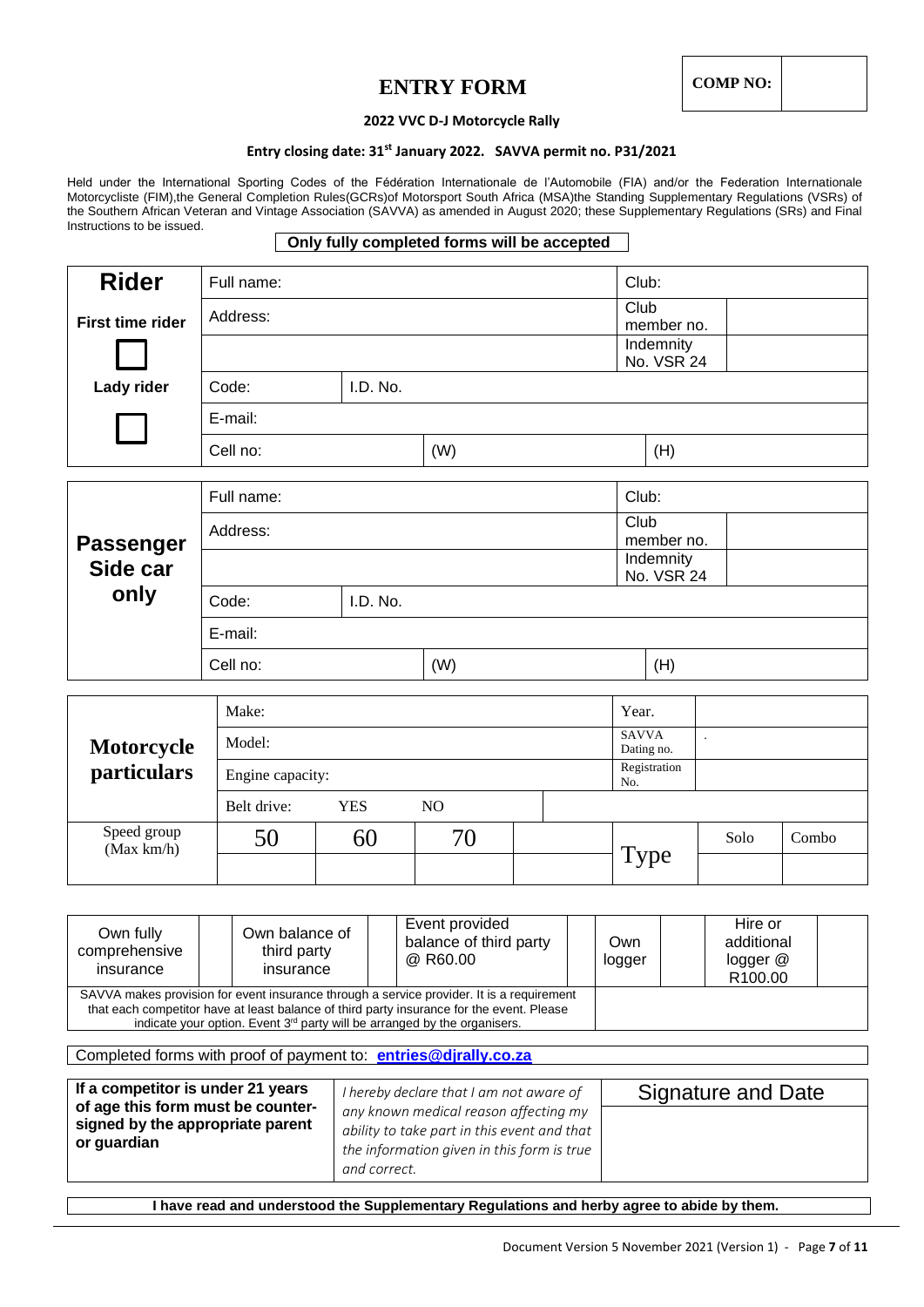# ENTRY FORM

| COMP NO: | |
|---|---|

**2022 VVC D-J Motorcycle Rally**

**Entry closing date: 31st January 2022. SAVVA permit no. P31/2021**

Held under the International Sporting Codes of the Fédération Internationale de l'Automobile (FIA) and/or the Federation Internationale Motorcycliste (FIM),the General Completion Rules(GCRs)of Motorsport South Africa (MSA)the Standing Supplementary Regulations (VSRs) of the Southern African Veteran and Vintage Association (SAVVA) as amended in August 2020; these Supplementary Regulations (SRs) and Final Instructions to be issued.

**Only fully completed forms will be accepted**

| **Rider** | Full name: | | | Club: | |
|---|---|---|---|---|---|
| **First time rider** ☐ | Address: | | | Club member no. | |
| | | | | Indemnity No. VSR 24 | |
| **Lady rider** ☐ | Code: | I.D. No. | | | |
| | E-mail: | | | | |
| | Cell no: | | (W) | (H) | |

| **Passenger Side car only** | Full name: | | | Club: | |
|---|---|---|---|---|---|
| | Address: | | | Club member no. | |
| | | | | Indemnity No. VSR 24 | |
| | Code: | I.D. No. | | | |
| | E-mail: | | | | |
| | Cell no: | | (W) | (H) | |

| **Motorcycle particulars** | Make: | | | | Year. | | |
|---|---|---|---|---|---|---|---|
| | Model: | | | | SAVVA Dating no. | . | |
| | Engine capacity: | | | | Registration No. | | |
| | Belt drive: | YES | NO | | | | |
| Speed group (Max km/h) | 50 | 60 | 70 | | Type | Solo | Combo |
| | | | | | | | |

| Own fully comprehensive insurance | | Own balance of third party insurance | | Event provided balance of third party @ R60.00 | | Own logger | | Hire or additional logger @ R100.00 | |
|---|---|---|---|---|---|---|---|---|---|
| SAVVA makes provision for event insurance through a service provider. It is a requirement that each competitor have at least balance of third party insurance for the event. Please indicate your option. Event 3rd party will be arranged by the organisers. | | | | | | | | | |

Completed forms with proof of payment to: **entries@djrally.co.za**

| **If a competitor is under 21 years of age this form must be counter-signed by the appropriate parent or guardian** | *I hereby declare that I am not aware of any known medical reason affecting my ability to take part in this event and that the information given in this form is true and correct.* | Signature and Date |
|---|---|---|

**I have read and understood the Supplementary Regulations and herby agree to abide by them.**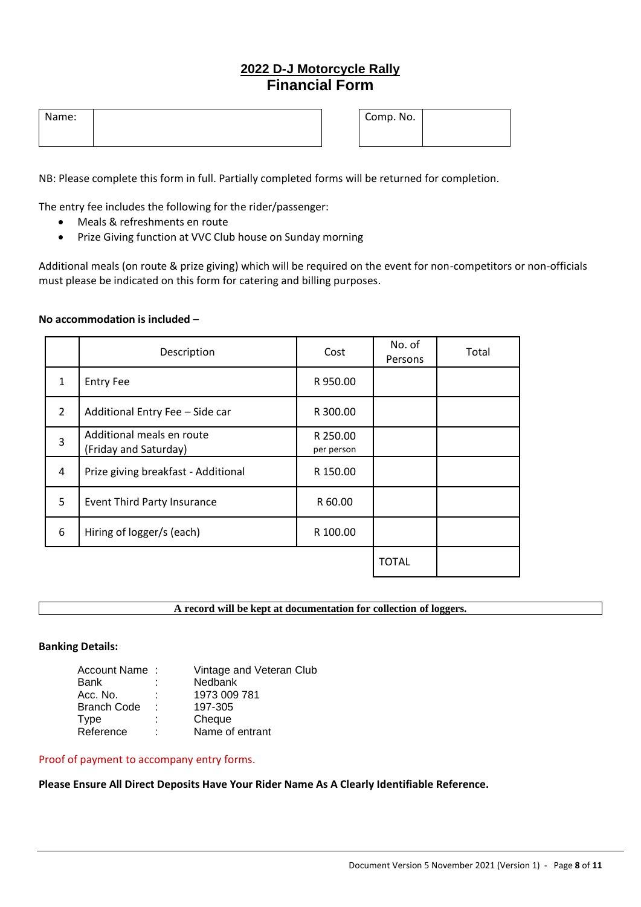# 2022 D-J Motorcycle Rally

## Financial Form

| Name: | |
|---|---|

| Comp. No. | |
|---|---|

NB: Please complete this form in full. Partially completed forms will be returned for completion.

The entry fee includes the following for the rider/passenger:

- Meals & refreshments en route
- Prize Giving function at VVC Club house on Sunday morning

Additional meals (on route & prize giving) which will be required on the event for non-competitors or non-officials must please be indicated on this form for catering and billing purposes.

**No accommodation is included** –

| | Description | Cost | No. of Persons | Total |
|---|---|---|---|---|
| 1 | Entry Fee | R 950.00 | | |
| 2 | Additional Entry Fee – Side car | R 300.00 | | |
| 3 | Additional meals en route (Friday and Saturday) | R 250.00 per person | | |
| 4 | Prize giving breakfast - Additional | R 150.00 | | |
| 5 | Event Third Party Insurance | R 60.00 | | |
| 6 | Hiring of logger/s (each) | R 100.00 | | |
| | | | TOTAL | |

**A record will be kept at documentation for collection of loggers.**

**Banking Details:**

| | | |
|---|---|---|
| Account Name | : | Vintage and Veteran Club |
| Bank | : | Nedbank |
| Acc. No. | : | 1973 009 781 |
| Branch Code | : | 197-305 |
| Type | : | Cheque |
| Reference | : | Name of entrant |

Proof of payment to accompany entry forms.

**Please Ensure All Direct Deposits Have Your Rider Name As A Clearly Identifiable Reference.**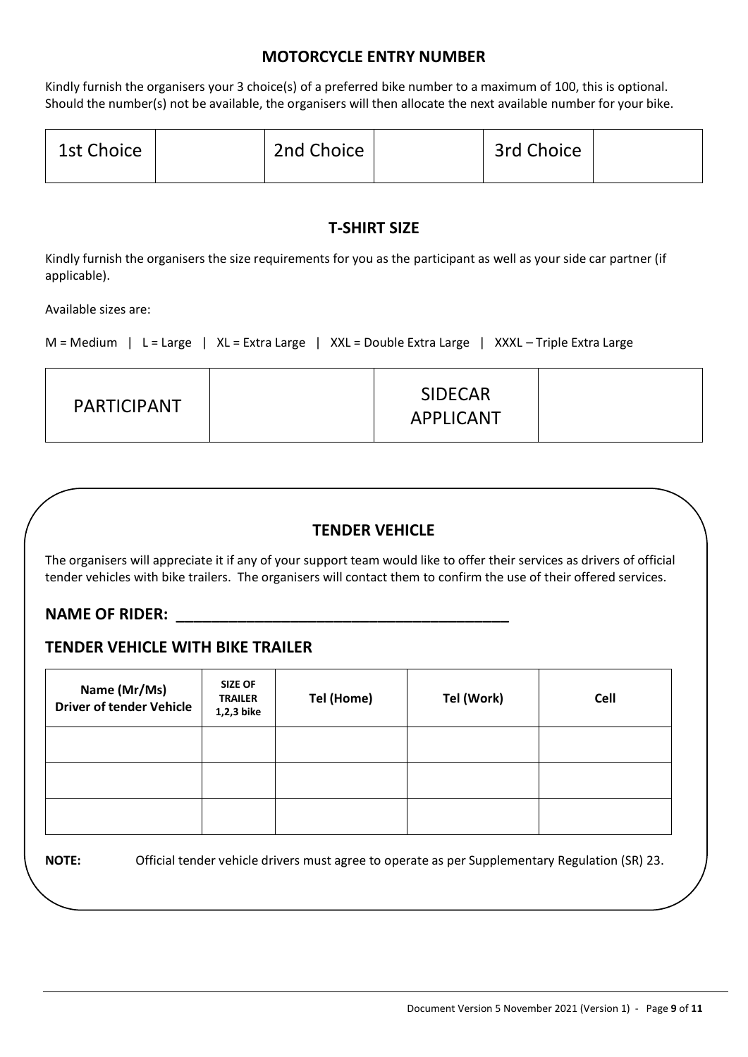## MOTORCYCLE ENTRY NUMBER

Kindly furnish the organisers your 3 choice(s) of a preferred bike number to a maximum of 100, this is optional. Should the number(s) not be available, the organisers will then allocate the next available number for your bike.

| 1st Choice | | 2nd Choice | | 3rd Choice | |
|---|---|---|---|---|---|

## T-SHIRT SIZE

Kindly furnish the organisers the size requirements for you as the participant as well as your side car partner (if applicable).

Available sizes are:

M = Medium | L = Large | XL = Extra Large | XXL = Double Extra Large | XXXL – Triple Extra Large

| PARTICIPANT | | SIDECAR APPLICANT | |
|---|---|---|---|

## TENDER VEHICLE

The organisers will appreciate it if any of your support team would like to offer their services as drivers of official tender vehicles with bike trailers. The organisers will contact them to confirm the use of their offered services.

**NAME OF RIDER: \_\_\_\_\_\_\_\_\_\_\_\_\_\_\_\_\_\_\_\_\_\_\_\_\_\_\_\_\_\_\_\_\_\_\_\_\_\_**

### TENDER VEHICLE WITH BIKE TRAILER

| Name (Mr/Ms) Driver of tender Vehicle | SIZE OF TRAILER 1,2,3 bike | Tel (Home) | Tel (Work) | Cell |
|---|---|---|---|---|
| | | | | |
| | | | | |
| | | | | |

**NOTE:** Official tender vehicle drivers must agree to operate as per Supplementary Regulation (SR) 23.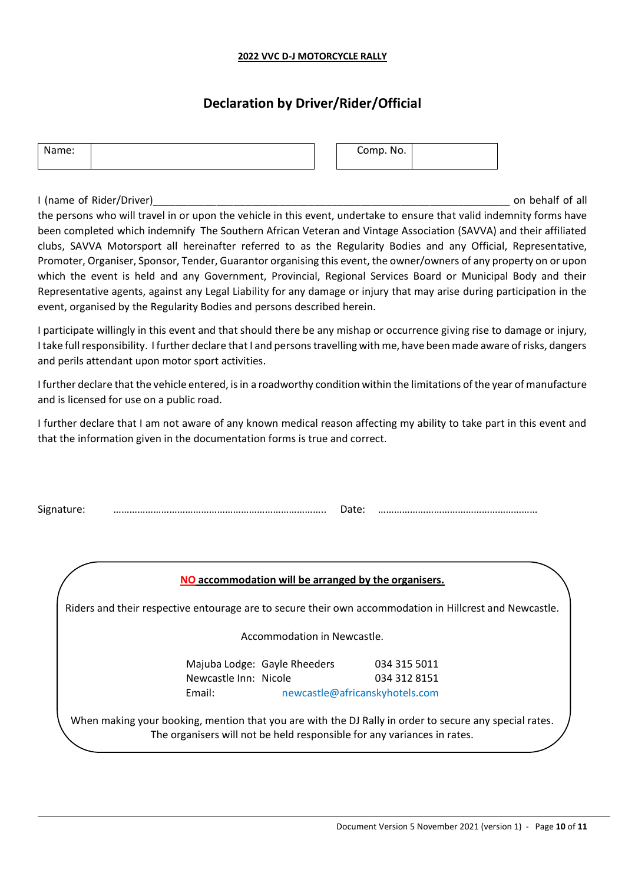**2022 VVC D-J MOTORCYCLE RALLY**

## Declaration by Driver/Rider/Official

| Name: | | | Comp. No. | |
|---|---|---|---|---|

I (name of Rider/Driver)_______________________________________________________________ on behalf of all the persons who will travel in or upon the vehicle in this event, undertake to ensure that valid indemnity forms have been completed which indemnify The Southern African Veteran and Vintage Association (SAVVA) and their affiliated clubs, SAVVA Motorsport all hereinafter referred to as the Regularity Bodies and any Official, Representative, Promoter, Organiser, Sponsor, Tender, Guarantor organising this event, the owner/owners of any property on or upon which the event is held and any Government, Provincial, Regional Services Board or Municipal Body and their Representative agents, against any Legal Liability for any damage or injury that may arise during participation in the event, organised by the Regularity Bodies and persons described herein.

I participate willingly in this event and that should there be any mishap or occurrence giving rise to damage or injury, I take full responsibility. I further declare that I and persons travelling with me, have been made aware of risks, dangers and perils attendant upon motor sport activities.

I further declare that the vehicle entered, is in a roadworthy condition within the limitations of the year of manufacture and is licensed for use on a public road.

I further declare that I am not aware of any known medical reason affecting my ability to take part in this event and that the information given in the documentation forms is true and correct.

Signature: ………………………………………………………………….. Date: …………………………………………………

**NO accommodation will be arranged by the organisers.**

Riders and their respective entourage are to secure their own accommodation in Hillcrest and Newcastle.

Accommodation in Newcastle.

Majuba Lodge: Gayle Rheeders 034 315 5011
Newcastle Inn: Nicole 034 312 8151
Email: newcastle@africanskyhotels.com

When making your booking, mention that you are with the DJ Rally in order to secure any special rates. The organisers will not be held responsible for any variances in rates.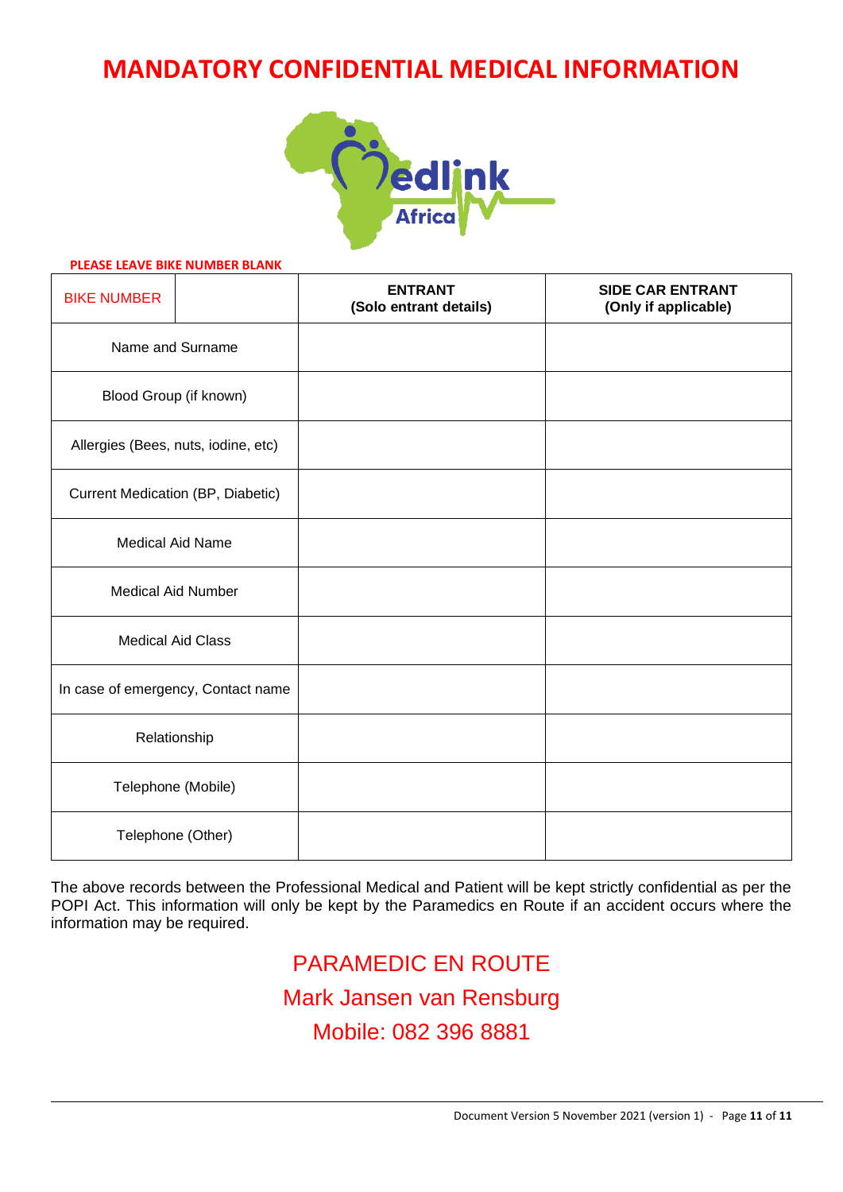# MANDATORY CONFIDENTIAL MEDICAL INFORMATION

**PLEASE LEAVE BIKE NUMBER BLANK**

| BIKE NUMBER | | **ENTRANT (Solo entrant details)** | **SIDE CAR ENTRANT (Only if applicable)** |
|---|---|---|---|
| Name and Surname | | | |
| Blood Group (if known) | | | |
| Allergies (Bees, nuts, iodine, etc) | | | |
| Current Medication (BP, Diabetic) | | | |
| Medical Aid Name | | | |
| Medical Aid Number | | | |
| Medical Aid Class | | | |
| In case of emergency, Contact name | | | |
| Relationship | | | |
| Telephone (Mobile) | | | |
| Telephone (Other) | | | |

The above records between the Professional Medical and Patient will be kept strictly confidential as per the POPI Act. This information will only be kept by the Paramedics en Route if an accident occurs where the information may be required.

PARAMEDIC EN ROUTE

Mark Jansen van Rensburg

Mobile: 082 396 8881

Document Version 5 November 2021 (version 1)